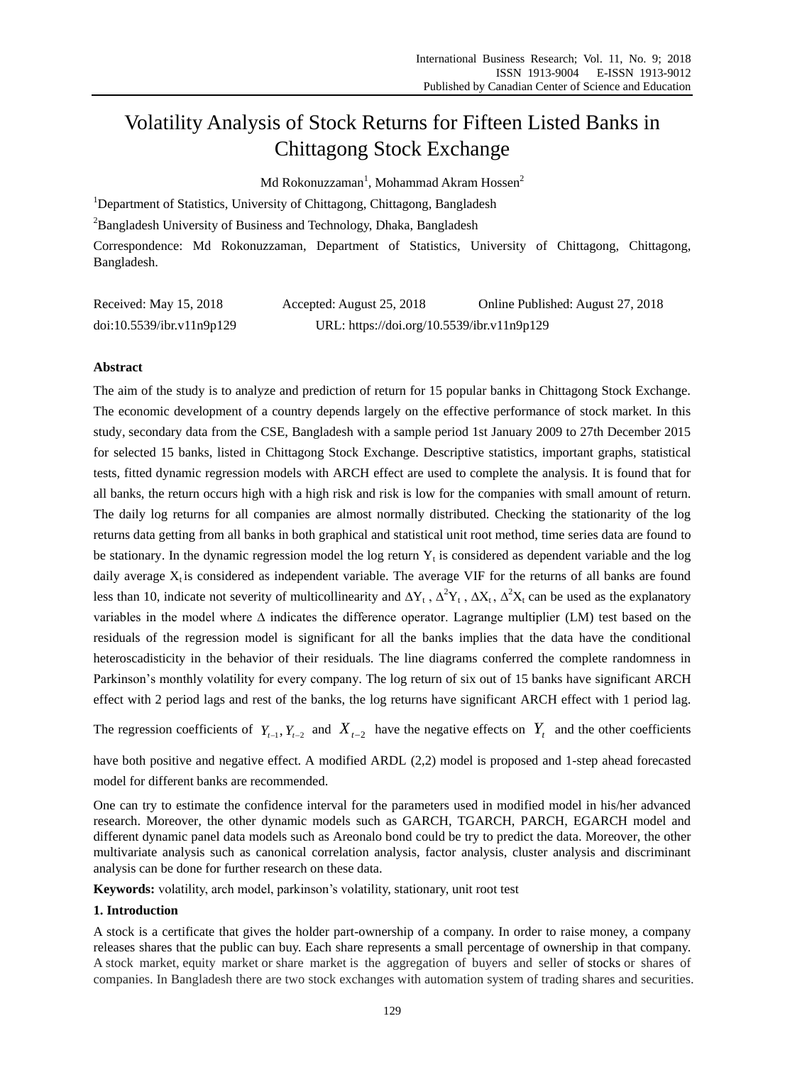# Volatility Analysis of Stock Returns for Fifteen Listed Banks in Chittagong Stock Exchange

Md Rokonuzzaman[1], Mohammad Akram Hossen[2]

[1]Department of Statistics, University of Chittagong, Chittagong, Bangladesh

[2]Bangladesh University of Business and Technology, Dhaka, Bangladesh

Correspondence: Md Rokonuzzaman, Department of Statistics, University of Chittagong, Chittagong, Bangladesh.

Received: May 15, 2018 Accepted: August 25, 2018 Online Published: August 27, 2018

doi:10.5539/ibr.v11n9p129 URL: https://doi.org/10.5539/ibr.v11n9p129

## Abstract

The aim of the study is to analyze and prediction of return for 15 popular banks in Chittagong Stock Exchange. The economic development of a country depends largely on the effective performance of stock market. In this study, secondary data from the CSE, Bangladesh with a sample period 1st January 2009 to 27th December 2015 for selected 15 banks, listed in Chittagong Stock Exchange. Descriptive statistics, important graphs, statistical tests, fitted dynamic regression models with ARCH effect are used to complete the analysis. It is found that for all banks, the return occurs high with a high risk and risk is low for the companies with small amount of return. The daily log returns for all companies are almost normally distributed. Checking the stationarity of the log returns data getting from all banks in both graphical and statistical unit root method, time series data are found to be stationary. In the dynamic regression model the log return $Y_t$ is considered as dependent variable and the log daily average $X_t$ is considered as independent variable. The average VIF for the returns of all banks are found less than 10, indicate not severity of multicollinearity and $\Delta Y_t$, $\Delta^2 Y_t$, $\Delta X_t$, $\Delta^2 X_t$ can be used as the explanatory variables in the model where $\Delta$ indicates the difference operator. Lagrange multiplier (LM) test based on the residuals of the regression model is significant for all the banks implies that the data have the conditional heteroscadisticity in the behavior of their residuals. The line diagrams conferred the complete randomness in Parkinson's monthly volatility for every company. The log return of six out of 15 banks have significant ARCH effect with 2 period lags and rest of the banks, the log returns have significant ARCH effect with 1 period lag. The regression coefficients of $Y_{t-1}, Y_{t-2}$ and $X_{t-2}$ have the negative effects on $Y_t$ and the other coefficients have both positive and negative effect. A modified ARDL (2,2) model is proposed and 1-step ahead forecasted model for different banks are recommended.

One can try to estimate the confidence interval for the parameters used in modified model in his/her advanced research. Moreover, the other dynamic models such as GARCH, TGARCH, PARCH, EGARCH model and different dynamic panel data models such as Areonalo bond could be try to predict the data. Moreover, the other multivariate analysis such as canonical correlation analysis, factor analysis, cluster analysis and discriminant analysis can be done for further research on these data.

**Keywords:** volatility, arch model, parkinson's volatility, stationary, unit root test

## 1. Introduction

A stock is a certificate that gives the holder part-ownership of a company. In order to raise money, a company releases shares that the public can buy. Each share represents a small percentage of ownership in that company. A stock market, equity market or share market is the aggregation of buyers and seller of stocks or shares of companies. In Bangladesh there are two stock exchanges with automation system of trading shares and securities.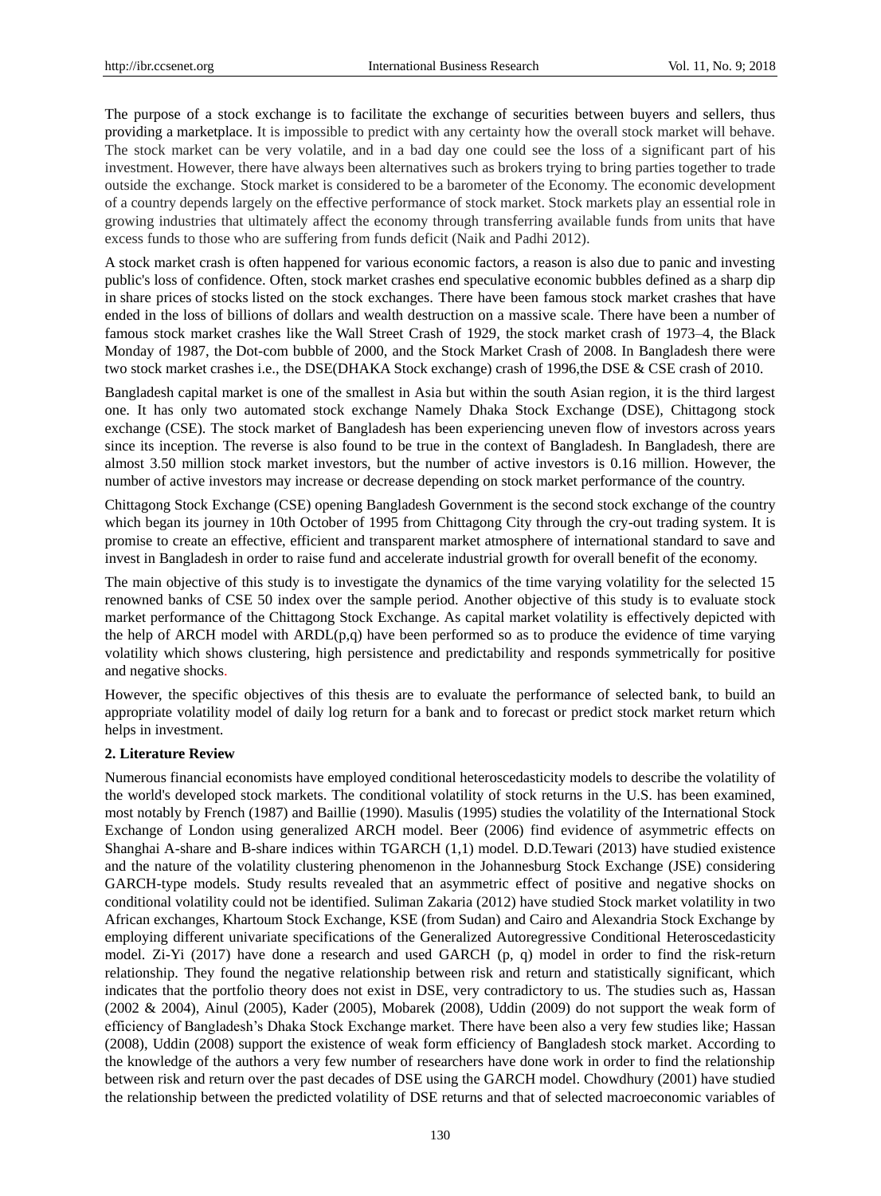The purpose of a stock exchange is to facilitate the exchange of securities between buyers and sellers, thus providing a marketplace. It is impossible to predict with any certainty how the overall stock market will behave. The stock market can be very volatile, and in a bad day one could see the loss of a significant part of his investment. However, there have always been alternatives such as brokers trying to bring parties together to trade outside the exchange. Stock market is considered to be a barometer of the Economy. The economic development of a country depends largely on the effective performance of stock market. Stock markets play an essential role in growing industries that ultimately affect the economy through transferring available funds from units that have excess funds to those who are suffering from funds deficit (Naik and Padhi 2012).

A stock market crash is often happened for various economic factors, a reason is also due to panic and investing public's loss of confidence. Often, stock market crashes end speculative economic bubbles defined as a sharp dip in share prices of stocks listed on the stock exchanges. There have been famous stock market crashes that have ended in the loss of billions of dollars and wealth destruction on a massive scale. There have been a number of famous stock market crashes like the Wall Street Crash of 1929, the stock market crash of 1973–4, the Black Monday of 1987, the Dot-com bubble of 2000, and the Stock Market Crash of 2008. In Bangladesh there were two stock market crashes i.e., the DSE(DHAKA Stock exchange) crash of 1996,the DSE & CSE crash of 2010.

Bangladesh capital market is one of the smallest in Asia but within the south Asian region, it is the third largest one. It has only two automated stock exchange Namely Dhaka Stock Exchange (DSE), Chittagong stock exchange (CSE). The stock market of Bangladesh has been experiencing uneven flow of investors across years since its inception. The reverse is also found to be true in the context of Bangladesh. In Bangladesh, there are almost 3.50 million stock market investors, but the number of active investors is 0.16 million. However, the number of active investors may increase or decrease depending on stock market performance of the country.

Chittagong Stock Exchange (CSE) opening Bangladesh Government is the second stock exchange of the country which began its journey in 10th October of 1995 from Chittagong City through the cry-out trading system. It is promise to create an effective, efficient and transparent market atmosphere of international standard to save and invest in Bangladesh in order to raise fund and accelerate industrial growth for overall benefit of the economy.

The main objective of this study is to investigate the dynamics of the time varying volatility for the selected 15 renowned banks of CSE 50 index over the sample period. Another objective of this study is to evaluate stock market performance of the Chittagong Stock Exchange. As capital market volatility is effectively depicted with the help of ARCH model with ARDL(p,q) have been performed so as to produce the evidence of time varying volatility which shows clustering, high persistence and predictability and responds symmetrically for positive and negative shocks.

However, the specific objectives of this thesis are to evaluate the performance of selected bank, to build an appropriate volatility model of daily log return for a bank and to forecast or predict stock market return which helps in investment.

## 2. Literature Review

Numerous financial economists have employed conditional heteroscedasticity models to describe the volatility of the world's developed stock markets. The conditional volatility of stock returns in the U.S. has been examined, most notably by French (1987) and Baillie (1990). Masulis (1995) studies the volatility of the International Stock Exchange of London using generalized ARCH model. Beer (2006) find evidence of asymmetric effects on Shanghai A-share and B-share indices within TGARCH (1,1) model. D.D.Tewari (2013) have studied existence and the nature of the volatility clustering phenomenon in the Johannesburg Stock Exchange (JSE) considering GARCH-type models. Study results revealed that an asymmetric effect of positive and negative shocks on conditional volatility could not be identified. Suliman Zakaria (2012) have studied Stock market volatility in two African exchanges, Khartoum Stock Exchange, KSE (from Sudan) and Cairo and Alexandria Stock Exchange by employing different univariate specifications of the Generalized Autoregressive Conditional Heteroscedasticity model. Zi-Yi (2017) have done a research and used GARCH (p, q) model in order to find the risk-return relationship. They found the negative relationship between risk and return and statistically significant, which indicates that the portfolio theory does not exist in DSE, very contradictory to us. The studies such as, Hassan (2002 & 2004), Ainul (2005), Kader (2005), Mobarek (2008), Uddin (2009) do not support the weak form of efficiency of Bangladesh's Dhaka Stock Exchange market. There have been also a very few studies like; Hassan (2008), Uddin (2008) support the existence of weak form efficiency of Bangladesh stock market. According to the knowledge of the authors a very few number of researchers have done work in order to find the relationship between risk and return over the past decades of DSE using the GARCH model. Chowdhury (2001) have studied the relationship between the predicted volatility of DSE returns and that of selected macroeconomic variables of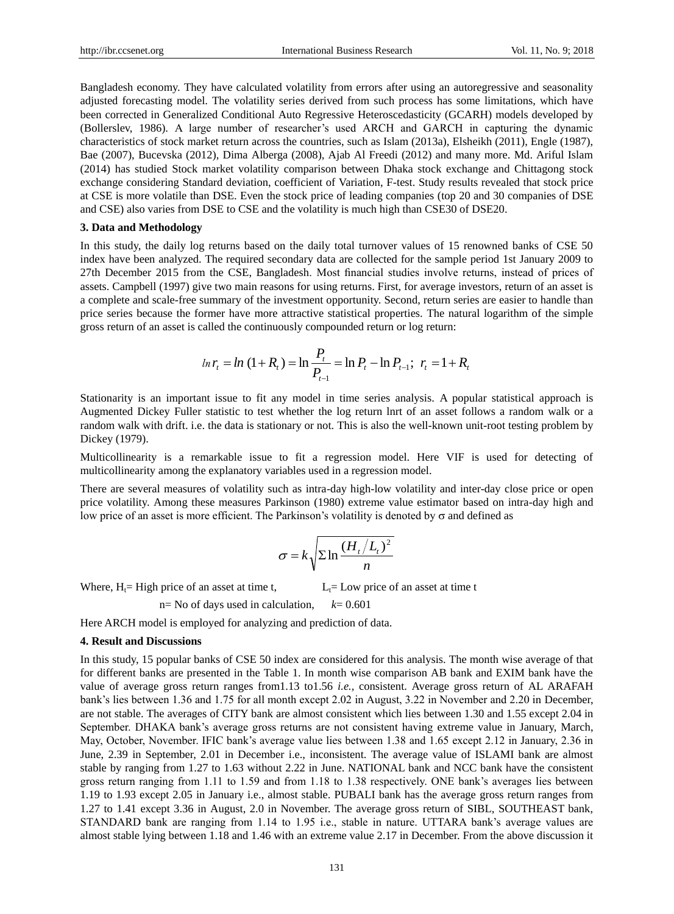Bangladesh economy. They have calculated volatility from errors after using an autoregressive and seasonality adjusted forecasting model. The volatility series derived from such process has some limitations, which have been corrected in Generalized Conditional Auto Regressive Heteroscedasticity (GCARH) models developed by (Bollerslev, 1986). A large number of researcher's used ARCH and GARCH in capturing the dynamic characteristics of stock market return across the countries, such as Islam (2013a), Elsheikh (2011), Engle (1987), Bae (2007), Bucevska (2012), Dima Alberga (2008), Ajab Al Freedi (2012) and many more. Md. Ariful Islam (2014) has studied Stock market volatility comparison between Dhaka stock exchange and Chittagong stock exchange considering Standard deviation, coefficient of Variation, F-test. Study results revealed that stock price at CSE is more volatile than DSE. Even the stock price of leading companies (top 20 and 30 companies of DSE and CSE) also varies from DSE to CSE and the volatility is much high than CSE30 of DSE20.

### 3. Data and Methodology

In this study, the daily log returns based on the daily total turnover values of 15 renowned banks of CSE 50 index have been analyzed. The required secondary data are collected for the sample period 1st January 2009 to 27th December 2015 from the CSE, Bangladesh. Most financial studies involve returns, instead of prices of assets. Campbell (1997) give two main reasons for using returns. First, for average investors, return of an asset is a complete and scale-free summary of the investment opportunity. Second, return series are easier to handle than price series because the former have more attractive statistical properties. The natural logarithm of the simple gross return of an asset is called the continuously compounded return or log return:

$$\ln r_t = \ln\,(1+R_t) = \ln\frac{P_t}{P_{t-1}} = \ln P_t - \ln P_{t-1};\;\; r_t = 1+R_t$$

Stationarity is an important issue to fit any model in time series analysis. A popular statistical approach is Augmented Dickey Fuller statistic to test whether the log return lnrt of an asset follows a random walk or a random walk with drift. i.e. the data is stationary or not. This is also the well-known unit-root testing problem by Dickey (1979).

Multicollinearity is a remarkable issue to fit a regression model. Here VIF is used for detecting of multicollinearity among the explanatory variables used in a regression model.

There are several measures of volatility such as intra-day high-low volatility and inter-day close price or open price volatility. Among these measures Parkinson (1980) extreme value estimator based on intra-day high and low price of an asset is more efficient. The Parkinson's volatility is denoted by $\sigma$ and defined as

$$\sigma = k\sqrt{\Sigma \ln\frac{(H_t/L_t)^2}{n}}$$

Where, $H_t$= High price of an asset at time t, $L_t$= Low price of an asset at time t

n= No of days used in calculation, $k$= 0.601

Here ARCH model is employed for analyzing and prediction of data.

### 4. Result and Discussions

In this study, 15 popular banks of CSE 50 index are considered for this analysis. The month wise average of that for different banks are presented in the Table 1. In month wise comparison AB bank and EXIM bank have the value of average gross return ranges from1.13 to1.56 *i.e.*, consistent. Average gross return of AL ARAFAH bank's lies between 1.36 and 1.75 for all month except 2.02 in August, 3.22 in November and 2.20 in December, are not stable. The averages of CITY bank are almost consistent which lies between 1.30 and 1.55 except 2.04 in September. DHAKA bank's average gross returns are not consistent having extreme value in January, March, May, October, November. IFIC bank's average value lies between 1.38 and 1.65 except 2.12 in January, 2.36 in June, 2.39 in September, 2.01 in December i.e., inconsistent. The average value of ISLAMI bank are almost stable by ranging from 1.27 to 1.63 without 2.22 in June. NATIONAL bank and NCC bank have the consistent gross return ranging from 1.11 to 1.59 and from 1.18 to 1.38 respectively. ONE bank's averages lies between 1.19 to 1.93 except 2.05 in January i.e., almost stable. PUBALI bank has the average gross return ranges from 1.27 to 1.41 except 3.36 in August, 2.0 in November. The average gross return of SIBL, SOUTHEAST bank, STANDARD bank are ranging from 1.14 to 1.95 i.e., stable in nature. UTTARA bank's average values are almost stable lying between 1.18 and 1.46 with an extreme value 2.17 in December. From the above discussion it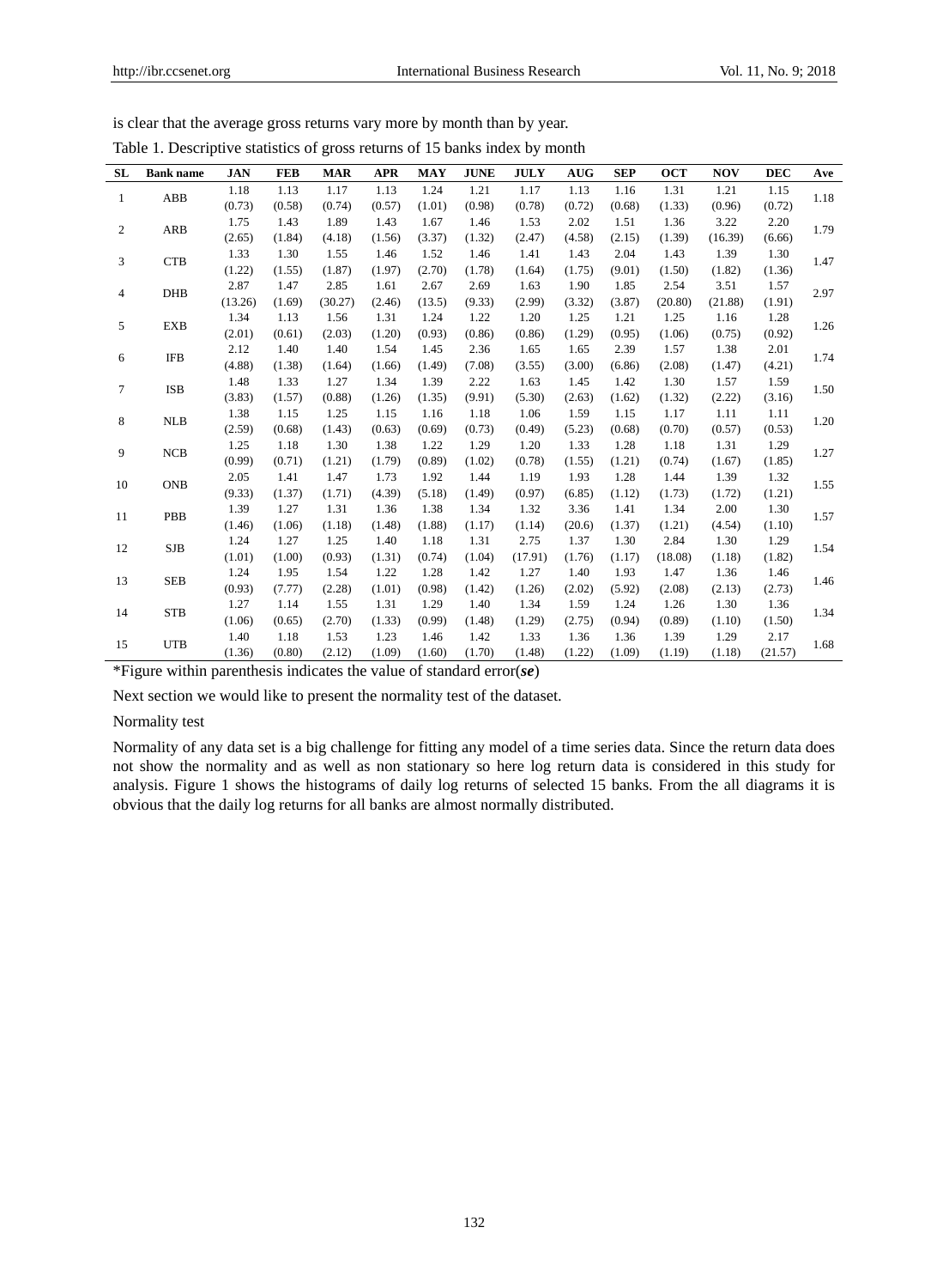is clear that the average gross returns vary more by month than by year.

Table 1. Descriptive statistics of gross returns of 15 banks index by month

| SL | Bank name | JAN | FEB | MAR | APR | MAY | JUNE | JULY | AUG | SEP | OCT | NOV | DEC | Ave |
|---|---|---|---|---|---|---|---|---|---|---|---|---|---|---|
| 1 | ABB | 1.18<br>(0.73) | 1.13<br>(0.58) | 1.17<br>(0.74) | 1.13<br>(0.57) | 1.24<br>(1.01) | 1.21<br>(0.98) | 1.17<br>(0.78) | 1.13<br>(0.72) | 1.16<br>(0.68) | 1.31<br>(1.33) | 1.21<br>(0.96) | 1.15<br>(0.72) | 1.18 |
| 2 | ARB | 1.75<br>(2.65) | 1.43<br>(1.84) | 1.89<br>(4.18) | 1.43<br>(1.56) | 1.67<br>(3.37) | 1.46<br>(1.32) | 1.53<br>(2.47) | 2.02<br>(4.58) | 1.51<br>(2.15) | 1.36<br>(1.39) | 3.22<br>(16.39) | 2.20<br>(6.66) | 1.79 |
| 3 | CTB | 1.33<br>(1.22) | 1.30<br>(1.55) | 1.55<br>(1.87) | 1.46<br>(1.97) | 1.52<br>(2.70) | 1.46<br>(1.78) | 1.41<br>(1.64) | 1.43<br>(1.75) | 2.04<br>(9.01) | 1.43<br>(1.50) | 1.39<br>(1.82) | 1.30<br>(1.36) | 1.47 |
| 4 | DHB | 2.87<br>(13.26) | 1.47<br>(1.69) | 2.85<br>(30.27) | 1.61<br>(2.46) | 2.67<br>(13.5) | 2.69<br>(9.33) | 1.63<br>(2.99) | 1.90<br>(3.32) | 1.85<br>(3.87) | 2.54<br>(20.80) | 3.51<br>(21.88) | 1.57<br>(1.91) | 2.97 |
| 5 | EXB | 1.34<br>(2.01) | 1.13<br>(0.61) | 1.56<br>(2.03) | 1.31<br>(1.20) | 1.24<br>(0.93) | 1.22<br>(0.86) | 1.20<br>(0.86) | 1.25<br>(1.29) | 1.21<br>(0.95) | 1.25<br>(1.06) | 1.16<br>(0.75) | 1.28<br>(0.92) | 1.26 |
| 6 | IFB | 2.12<br>(4.88) | 1.40<br>(1.38) | 1.40<br>(1.64) | 1.54<br>(1.66) | 1.45<br>(1.49) | 2.36<br>(7.08) | 1.65<br>(3.55) | 1.65<br>(3.00) | 2.39<br>(6.86) | 1.57<br>(2.08) | 1.38<br>(1.47) | 2.01<br>(4.21) | 1.74 |
| 7 | ISB | 1.48<br>(3.83) | 1.33<br>(1.57) | 1.27<br>(0.88) | 1.34<br>(1.26) | 1.39<br>(1.35) | 2.22<br>(9.91) | 1.63<br>(5.30) | 1.45<br>(2.63) | 1.42<br>(1.62) | 1.30<br>(1.32) | 1.57<br>(2.22) | 1.59<br>(3.16) | 1.50 |
| 8 | NLB | 1.38<br>(2.59) | 1.15<br>(0.68) | 1.25<br>(1.43) | 1.15<br>(0.63) | 1.16<br>(0.69) | 1.18<br>(0.73) | 1.06<br>(0.49) | 1.59<br>(5.23) | 1.15<br>(0.68) | 1.17<br>(0.70) | 1.11<br>(0.57) | 1.11<br>(0.53) | 1.20 |
| 9 | NCB | 1.25<br>(0.99) | 1.18<br>(0.71) | 1.30<br>(1.21) | 1.38<br>(1.79) | 1.22<br>(0.89) | 1.29<br>(1.02) | 1.20<br>(0.78) | 1.33<br>(1.55) | 1.28<br>(1.21) | 1.18<br>(0.74) | 1.31<br>(1.67) | 1.29<br>(1.85) | 1.27 |
| 10 | ONB | 2.05<br>(9.33) | 1.41<br>(1.37) | 1.47<br>(1.71) | 1.73<br>(4.39) | 1.92<br>(5.18) | 1.44<br>(1.49) | 1.19<br>(0.97) | 1.93<br>(6.85) | 1.28<br>(1.12) | 1.44<br>(1.73) | 1.39<br>(1.72) | 1.32<br>(1.21) | 1.55 |
| 11 | PBB | 1.39<br>(1.46) | 1.27<br>(1.06) | 1.31<br>(1.18) | 1.36<br>(1.48) | 1.38<br>(1.88) | 1.34<br>(1.17) | 1.32<br>(1.14) | 3.36<br>(20.6) | 1.41<br>(1.37) | 1.34<br>(1.21) | 2.00<br>(4.54) | 1.30<br>(1.10) | 1.57 |
| 12 | SJB | 1.24<br>(1.01) | 1.27<br>(1.00) | 1.25<br>(0.93) | 1.40<br>(1.31) | 1.18<br>(0.74) | 1.31<br>(1.04) | 2.75<br>(17.91) | 1.37<br>(1.76) | 1.30<br>(1.17) | 2.84<br>(18.08) | 1.30<br>(1.18) | 1.29<br>(1.82) | 1.54 |
| 13 | SEB | 1.24<br>(0.93) | 1.95<br>(7.77) | 1.54<br>(2.28) | 1.22<br>(1.01) | 1.28<br>(0.98) | 1.42<br>(1.42) | 1.27<br>(1.26) | 1.40<br>(2.02) | 1.93<br>(5.92) | 1.47<br>(2.08) | 1.36<br>(2.13) | 1.46<br>(2.73) | 1.46 |
| 14 | STB | 1.27<br>(1.06) | 1.14<br>(0.65) | 1.55<br>(2.70) | 1.31<br>(1.33) | 1.29<br>(0.99) | 1.40<br>(1.48) | 1.34<br>(1.29) | 1.59<br>(2.75) | 1.24<br>(0.94) | 1.26<br>(0.89) | 1.30<br>(1.10) | 1.36<br>(1.50) | 1.34 |
| 15 | UTB | 1.40<br>(1.36) | 1.18<br>(0.80) | 1.53<br>(2.12) | 1.23<br>(1.09) | 1.46<br>(1.60) | 1.42<br>(1.70) | 1.33<br>(1.48) | 1.36<br>(1.22) | 1.36<br>(1.09) | 1.39<br>(1.19) | 1.29<br>(1.18) | 2.17<br>(21.57) | 1.68 |

*Figure within parenthesis indicates the value of standard error(***se***)

Next section we would like to present the normality test of the dataset.

Normality test

Normality of any data set is a big challenge for fitting any model of a time series data. Since the return data does not show the normality and as well as non stationary so here log return data is considered in this study for analysis. Figure 1 shows the histograms of daily log returns of selected 15 banks. From the all diagrams it is obvious that the daily log returns for all banks are almost normally distributed.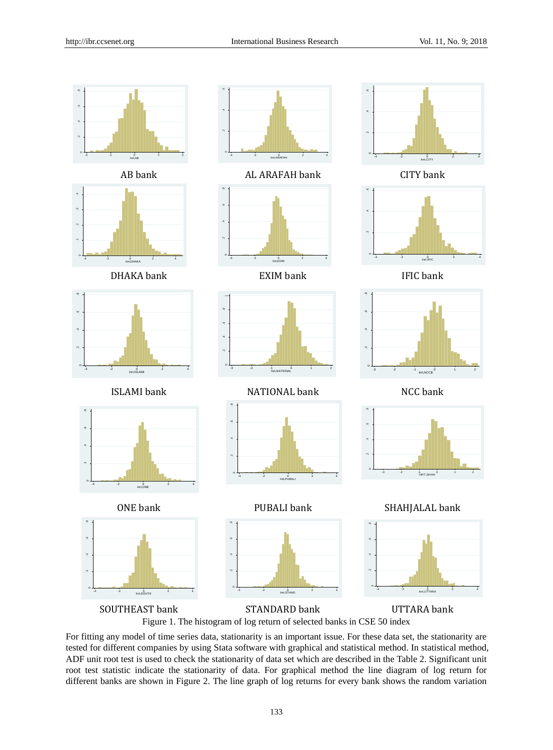AB bank

AL ARAFAH bank

CITY bank

DHAKA bank

EXIM bank

IFIC bank

ISLAMI bank

NATIONAL bank

NCC bank

ONE bank

PUBALI bank

SHAHJALAL bank

SOUTHEAST bank

STANDARD bank

UTTARA bank

Figure 1. The histogram of log return of selected banks in CSE 50 index

For fitting any model of time series data, stationarity is an important issue. For these data set, the stationarity are tested for different companies by using Stata software with graphical and statistical method. In statistical method, ADF unit root test is used to check the stationarity of data set which are described in the Table 2. Significant unit root test statistic indicate the stationarity of data. For graphical method the line diagram of log return for different banks are shown in Figure 2. The line graph of log returns for every bank shows the random variation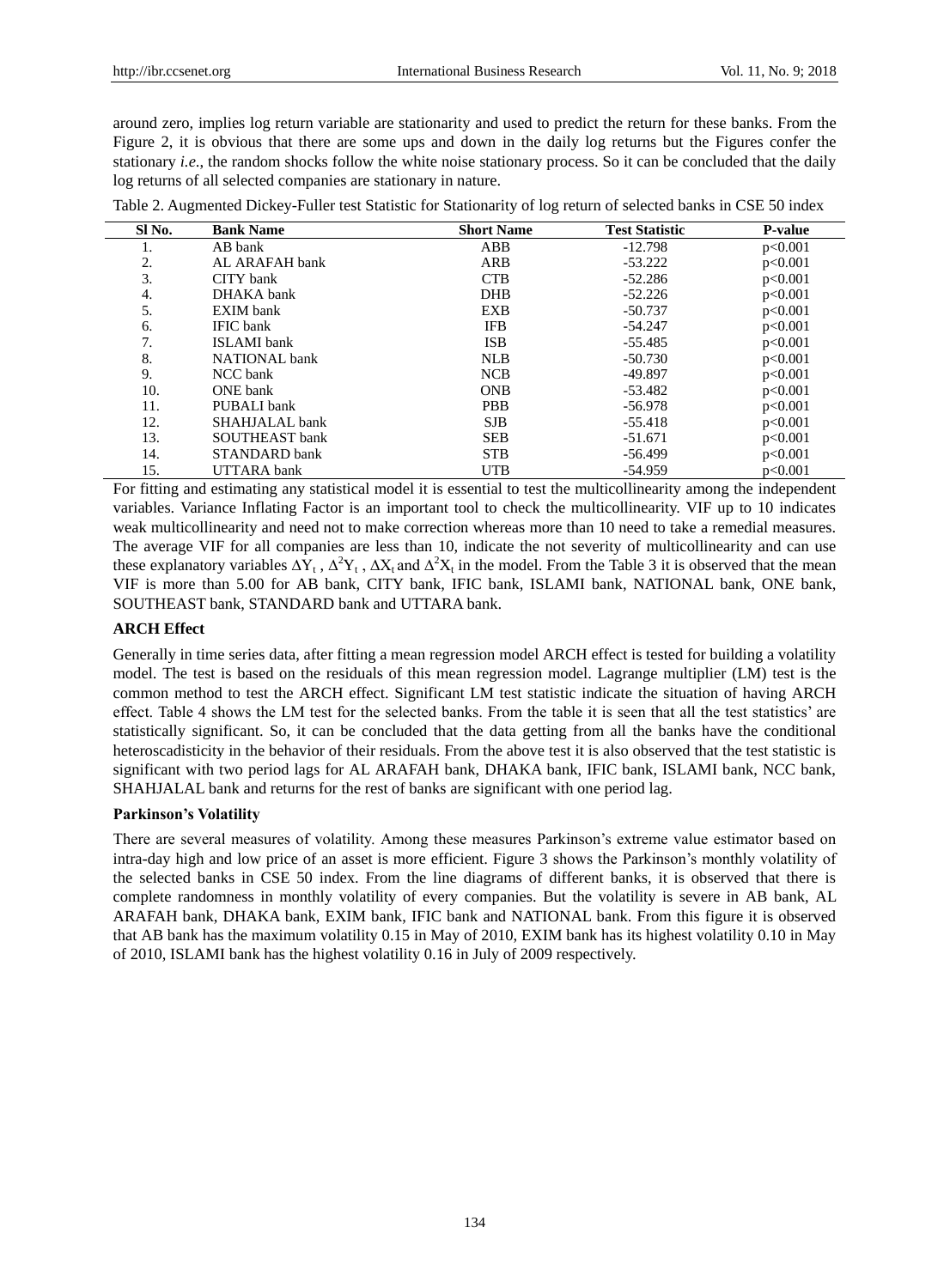around zero, implies log return variable are stationarity and used to predict the return for these banks. From the Figure 2, it is obvious that there are some ups and down in the daily log returns but the Figures confer the stationary *i.e.*, the random shocks follow the white noise stationary process. So it can be concluded that the daily log returns of all selected companies are stationary in nature.

Table 2. Augmented Dickey-Fuller test Statistic for Stationarity of log return of selected banks in CSE 50 index

| Sl No. | Bank Name | Short Name | Test Statistic | P-value |
|---|---|---|---|---|
| 1. | AB bank | ABB | -12.798 | $p<0.001$ |
| 2. | AL ARAFAH bank | ARB | -53.222 | $p<0.001$ |
| 3. | CITY bank | CTB | -52.286 | $p<0.001$ |
| 4. | DHAKA bank | DHB | -52.226 | $p<0.001$ |
| 5. | EXIM bank | EXB | -50.737 | $p<0.001$ |
| 6. | IFIC bank | IFB | -54.247 | $p<0.001$ |
| 7. | ISLAMI bank | ISB | -55.485 | $p<0.001$ |
| 8. | NATIONAL bank | NLB | -50.730 | $p<0.001$ |
| 9. | NCC bank | NCB | -49.897 | $p<0.001$ |
| 10. | ONE bank | ONB | -53.482 | $p<0.001$ |
| 11. | PUBALI bank | PBB | -56.978 | $p<0.001$ |
| 12. | SHAHJALAL bank | SJB | -55.418 | $p<0.001$ |
| 13. | SOUTHEAST bank | SEB | -51.671 | $p<0.001$ |
| 14. | STANDARD bank | STB | -56.499 | $p<0.001$ |
| 15. | UTTARA bank | UTB | -54.959 | $p<0.001$ |

For fitting and estimating any statistical model it is essential to test the multicollinearity among the independent variables. Variance Inflating Factor is an important tool to check the multicollinearity. VIF up to 10 indicates weak multicollinearity and need not to make correction whereas more than 10 need to take a remedial measures. The average VIF for all companies are less than 10, indicate the not severity of multicollinearity and can use these explanatory variables $\Delta Y_t$ , $\Delta^2 Y_t$ , $\Delta X_t$ and $\Delta^2 X_t$ in the model. From the Table 3 it is observed that the mean VIF is more than 5.00 for AB bank, CITY bank, IFIC bank, ISLAMI bank, NATIONAL bank, ONE bank, SOUTHEAST bank, STANDARD bank and UTTARA bank.

### ARCH Effect

Generally in time series data, after fitting a mean regression model ARCH effect is tested for building a volatility model. The test is based on the residuals of this mean regression model. Lagrange multiplier (LM) test is the common method to test the ARCH effect. Significant LM test statistic indicate the situation of having ARCH effect. Table 4 shows the LM test for the selected banks. From the table it is seen that all the test statistics' are statistically significant. So, it can be concluded that the data getting from all the banks have the conditional heteroscadisticity in the behavior of their residuals. From the above test it is also observed that the test statistic is significant with two period lags for AL ARAFAH bank, DHAKA bank, IFIC bank, ISLAMI bank, NCC bank, SHAHJALAL bank and returns for the rest of banks are significant with one period lag.

### Parkinson's Volatility

There are several measures of volatility. Among these measures Parkinson's extreme value estimator based on intra-day high and low price of an asset is more efficient. Figure 3 shows the Parkinson's monthly volatility of the selected banks in CSE 50 index. From the line diagrams of different banks, it is observed that there is complete randomness in monthly volatility of every companies. But the volatility is severe in AB bank, AL ARAFAH bank, DHAKA bank, EXIM bank, IFIC bank and NATIONAL bank. From this figure it is observed that AB bank has the maximum volatility 0.15 in May of 2010, EXIM bank has its highest volatility 0.10 in May of 2010, ISLAMI bank has the highest volatility 0.16 in July of 2009 respectively.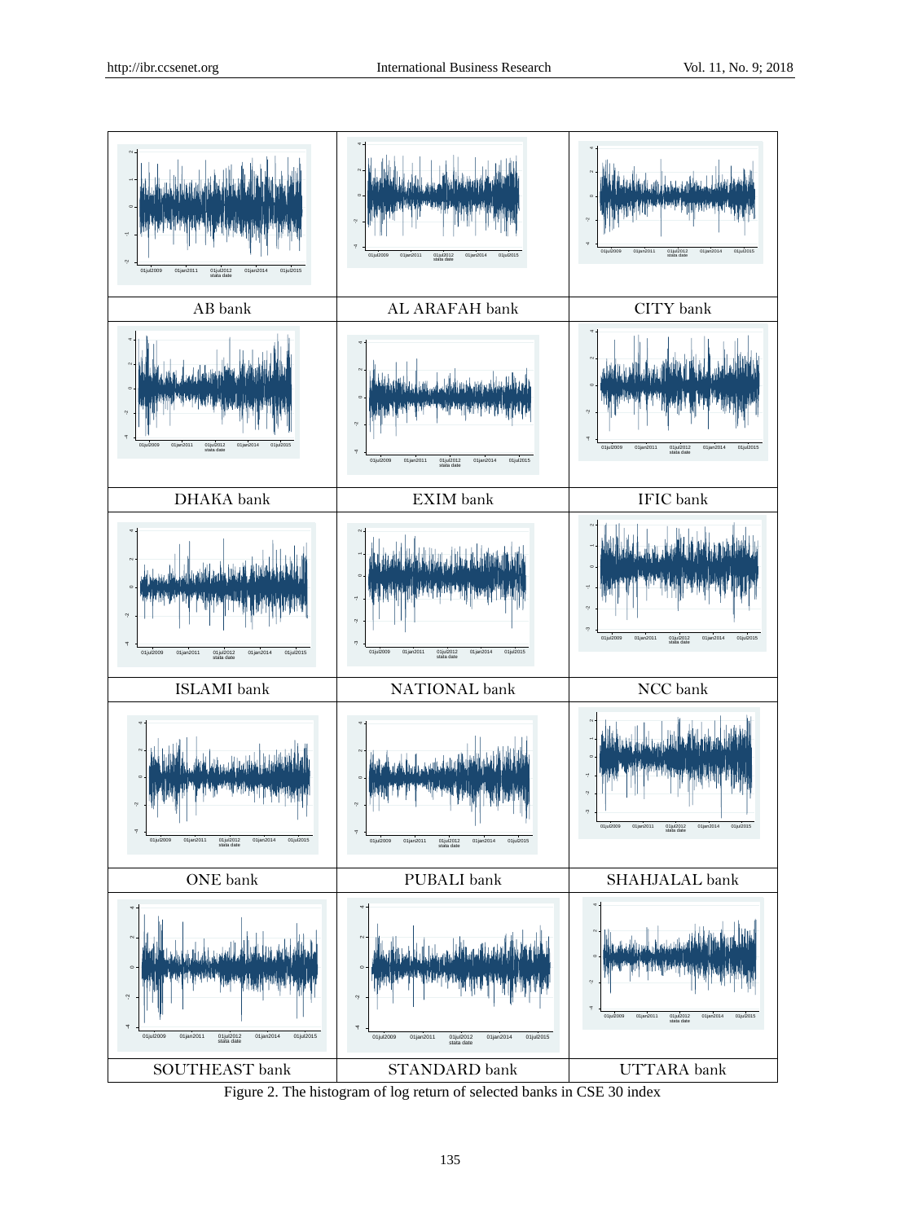| | | |
|---|---|---|
| AB bank | AL ARAFAH bank | CITY bank |
| DHAKA bank | EXIM bank | IFIC bank |
| ISLAMI bank | NATIONAL bank | NCC bank |
| ONE bank | PUBALI bank | SHAHJALAL bank |
| SOUTHEAST bank | STANDARD bank | UTTARA bank |

Figure 2. The histogram of log return of selected banks in CSE 30 index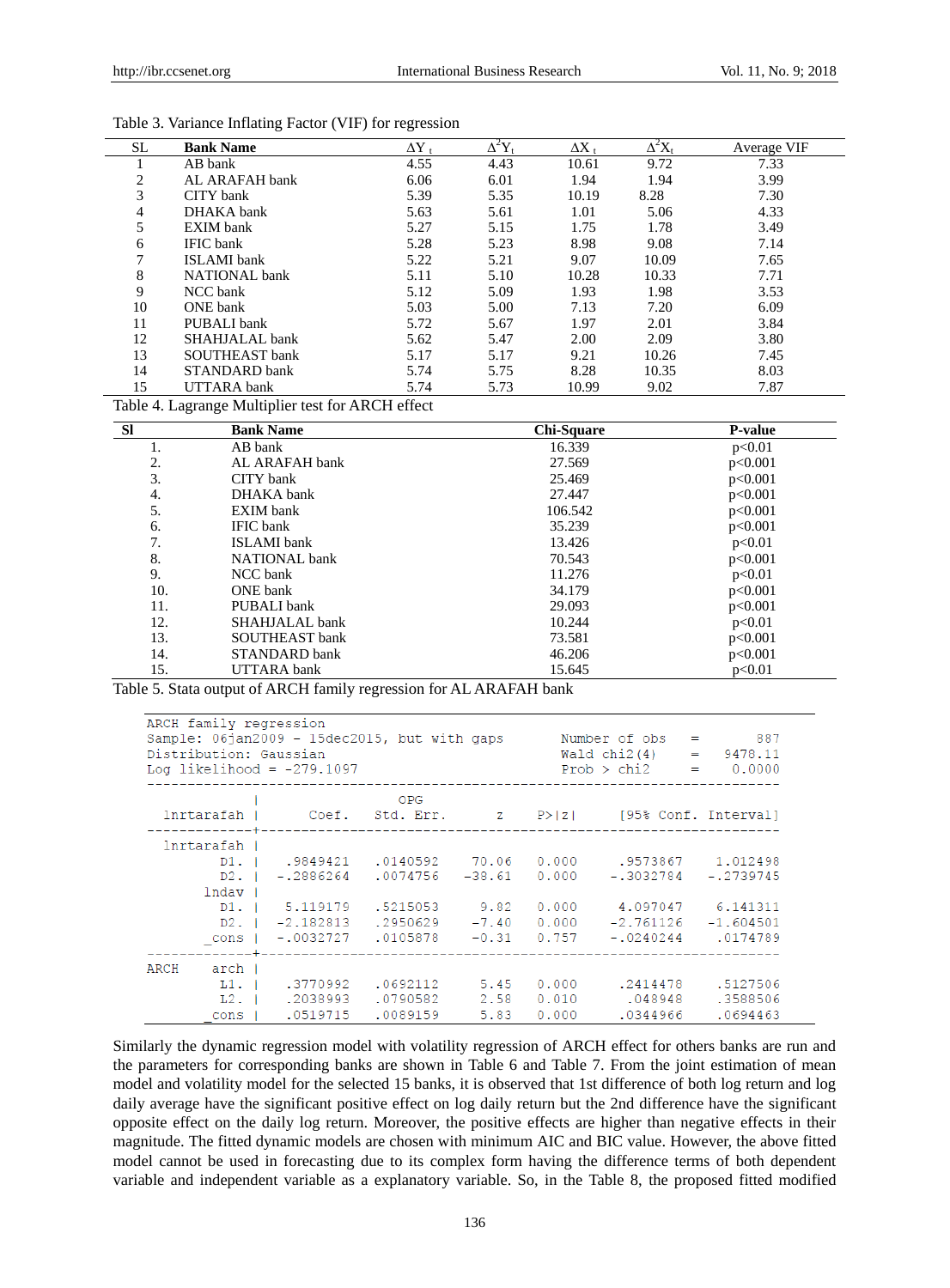Table 3. Variance Inflating Factor (VIF) for regression

| SL | Bank Name | $\Delta Y_t$ | $\Delta^2 Y_t$ | $\Delta X_t$ | $\Delta^2 X_t$ | Average VIF |
|---|---|---|---|---|---|---|
| 1 | AB bank | 4.55 | 4.43 | 10.61 | 9.72 | 7.33 |
| 2 | AL ARAFAH bank | 6.06 | 6.01 | 1.94 | 1.94 | 3.99 |
| 3 | CITY bank | 5.39 | 5.35 | 10.19 | 8.28 | 7.30 |
| 4 | DHAKA bank | 5.63 | 5.61 | 1.01 | 5.06 | 4.33 |
| 5 | EXIM bank | 5.27 | 5.15 | 1.75 | 1.78 | 3.49 |
| 6 | IFIC bank | 5.28 | 5.23 | 8.98 | 9.08 | 7.14 |
| 7 | ISLAMI bank | 5.22 | 5.21 | 9.07 | 10.09 | 7.65 |
| 8 | NATIONAL bank | 5.11 | 5.10 | 10.28 | 10.33 | 7.71 |
| 9 | NCC bank | 5.12 | 5.09 | 1.93 | 1.98 | 3.53 |
| 10 | ONE bank | 5.03 | 5.00 | 7.13 | 7.20 | 6.09 |
| 11 | PUBALI bank | 5.72 | 5.67 | 1.97 | 2.01 | 3.84 |
| 12 | SHAHJALAL bank | 5.62 | 5.47 | 2.00 | 2.09 | 3.80 |
| 13 | SOUTHEAST bank | 5.17 | 5.17 | 9.21 | 10.26 | 7.45 |
| 14 | STANDARD bank | 5.74 | 5.75 | 8.28 | 10.35 | 8.03 |
| 15 | UTTARA bank | 5.74 | 5.73 | 10.99 | 9.02 | 7.87 |

Table 4. Lagrange Multiplier test for ARCH effect

| Sl | Bank Name | Chi-Square | P-value |
|---|---|---|---|
| 1. | AB bank | 16.339 | p<0.01 |
| 2. | AL ARAFAH bank | 27.569 | p<0.001 |
| 3. | CITY bank | 25.469 | p<0.001 |
| 4. | DHAKA bank | 27.447 | p<0.001 |
| 5. | EXIM bank | 106.542 | p<0.001 |
| 6. | IFIC bank | 35.239 | p<0.001 |
| 7. | ISLAMI bank | 13.426 | p<0.01 |
| 8. | NATIONAL bank | 70.543 | p<0.001 |
| 9. | NCC bank | 11.276 | p<0.01 |
| 10. | ONE bank | 34.179 | p<0.001 |
| 11. | PUBALI bank | 29.093 | p<0.001 |
| 12. | SHAHJALAL bank | 10.244 | p<0.01 |
| 13. | SOUTHEAST bank | 73.581 | p<0.001 |
| 14. | STANDARD bank | 46.206 | p<0.001 |
| 15. | UTTARA bank | 15.645 | p<0.01 |

Table 5. Stata output of ARCH family regression for AL ARAFAH bank

```
ARCH family regression
Sample: 06jan2009 - 15dec2015, but with gaps      Number of obs    =       887
Distribution: Gaussian                            Wald chi2(4)     =   9478.11
Log likelihood = -279.1097                        Prob > chi2      =    0.0000
------------------------------------------------------------------------------
             |                OPG
  lnrtarafah |      Coef.   Std. Err.      z    P>|z|     [95% Conf. Interval]
-------------+----------------------------------------------------------------
lnrtarafah   |
          D1. |   .9849421   .0140592    70.06   0.000     .9573867    1.012498
          D2. |  -.2886264   .0074756   -38.61   0.000    -.3032784   -.2739745
       lndav |
          D1. |   5.119179   .5215053     9.82   0.000     4.097047    6.141311
          D2. |  -2.182813   .2950629    -7.40   0.000    -2.761126   -1.604501
       _cons |  -.0032727   .0105878    -0.31   0.757    -.0240244    .0174789
-------------+----------------------------------------------------------------
ARCH     arch |
          L1. |   .3770992   .0692112     5.45   0.000     .2414478    .5127506
          L2. |   .2038993   .0790582     2.58   0.010      .048948    .3588506
       _cons |   .0519715   .0089159     5.83   0.000     .0344966    .0694463
```

Similarly the dynamic regression model with volatility regression of ARCH effect for others banks are run and the parameters for corresponding banks are shown in Table 6 and Table 7. From the joint estimation of mean model and volatility model for the selected 15 banks, it is observed that 1st difference of both log return and log daily average have the significant positive effect on log daily return but the 2nd difference have the significant opposite effect on the daily log return. Moreover, the positive effects are higher than negative effects in their magnitude. The fitted dynamic models are chosen with minimum AIC and BIC value. However, the above fitted model cannot be used in forecasting due to its complex form having the difference terms of both dependent variable and independent variable as a explanatory variable. So, in the Table 8, the proposed fitted modified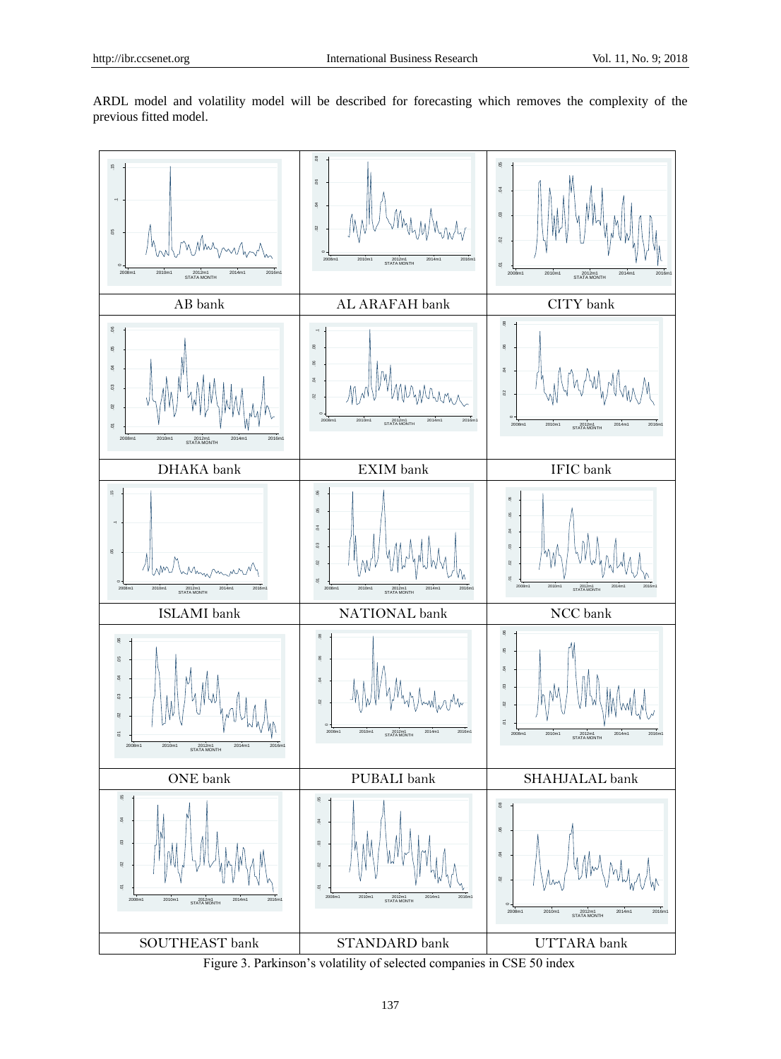ARDL model and volatility model will be described for forecasting which removes the complexity of the previous fitted model.

| AB bank | AL ARAFAH bank | CITY bank |
|---|---|---|
| DHAKA bank | EXIM bank | IFIC bank |
| ISLAMI bank | NATIONAL bank | NCC bank |
| ONE bank | PUBALI bank | SHAHJALAL bank |
| SOUTHEAST bank | STANDARD bank | UTTARA bank |

Figure 3. Parkinson's volatility of selected companies in CSE 50 index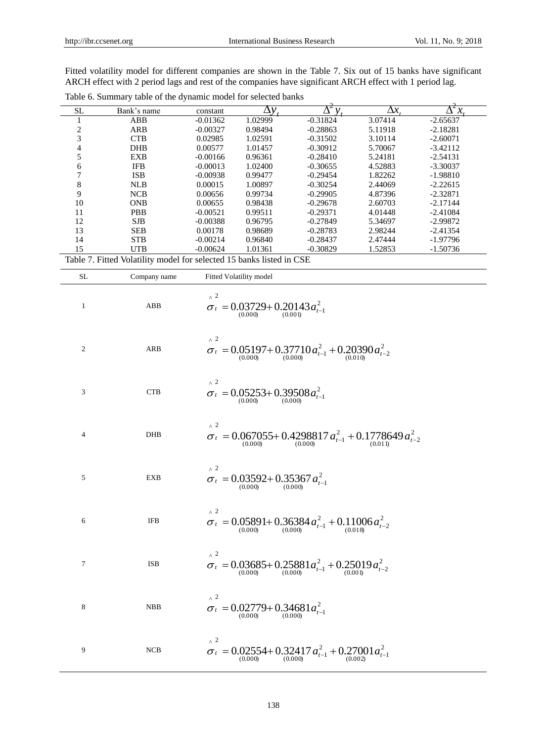Fitted volatility model for different companies are shown in the Table 7. Six out of 15 banks have significant ARCH effect with 2 period lags and rest of the companies have significant ARCH effect with 1 period lag.

Table 6. Summary table of the dynamic model for selected banks

| SL | Bank's name | constant | $\Delta y_t$ | $\Delta^2 y_t$ | $\Delta x_t$ | $\Delta^2 x_t$ |
|---|---|---|---|---|---|---|
| 1 | ABB | -0.01362 | 1.02999 | -0.31824 | 3.07414 | -2.65637 |
| 2 | ARB | -0.00327 | 0.98494 | -0.28863 | 5.11918 | -2.18281 |
| 3 | CTB | 0.02985 | 1.02591 | -0.31502 | 3.10114 | -2.60071 |
| 4 | DHB | 0.00577 | 1.01457 | -0.30912 | 5.70067 | -3.42112 |
| 5 | EXB | -0.00166 | 0.96361 | -0.28410 | 5.24181 | -2.54131 |
| 6 | IFB | -0.00013 | 1.02400 | -0.30655 | 4.52883 | -3.30037 |
| 7 | ISB | -0.00938 | 0.99477 | -0.29454 | 1.82262 | -1.98810 |
| 8 | NLB | 0.00015 | 1.00897 | -0.30254 | 2.44069 | -2.22615 |
| 9 | NCB | 0.00656 | 0.99734 | -0.29905 | 4.87396 | -2.32871 |
| 10 | ONB | 0.00655 | 0.98438 | -0.29678 | 2.60703 | -2.17144 |
| 11 | PBB | -0.00521 | 0.99511 | -0.29371 | 4.01448 | -2.41084 |
| 12 | SJB | -0.00388 | 0.96795 | -0.27849 | 5.34697 | -2.99872 |
| 13 | SEB | 0.00178 | 0.98689 | -0.28783 | 2.98244 | -2.41354 |
| 14 | STB | -0.00214 | 0.96840 | -0.28437 | 2.47444 | -1.97796 |
| 15 | UTB | -0.00624 | 1.01361 | -0.30829 | 1.52853 | -1.50736 |

Table 7. Fitted Volatility model for selected 15 banks listed in CSE

| SL | Company name | Fitted Volatility model |
|---|---|---|
| 1 | ABB | $\hat{\sigma}_t^2 = \underset{(0.000)}{0.03729} + \underset{(0.001)}{0.20143} a_{t-1}^2$ |
| 2 | ARB | $\hat{\sigma}_t^2 = \underset{(0.000)}{0.05197} + \underset{(0.000)}{0.37710} a_{t-1}^2 + \underset{(0.010)}{0.20390} a_{t-2}^2$ |
| 3 | CTB | $\hat{\sigma}_t^2 = \underset{(0.000)}{0.05253} + \underset{(0.000)}{0.39508} a_{t-1}^2$ |
| 4 | DHB | $\hat{\sigma}_t^2 = \underset{(0.000)}{0.067055} + \underset{(0.000)}{0.4298817} a_{t-1}^2 + \underset{(0.011)}{0.1778649} a_{t-2}^2$ |
| 5 | EXB | $\hat{\sigma}_t^2 = \underset{(0.000)}{0.03592} + \underset{(0.000)}{0.35367} a_{t-1}^2$ |
| 6 | IFB | $\hat{\sigma}_t^2 = \underset{(0.000)}{0.05891} + \underset{(0.000)}{0.36384} a_{t-1}^2 + \underset{(0.018)}{0.11006} a_{t-2}^2$ |
| 7 | ISB | $\hat{\sigma}_t^2 = \underset{(0.000)}{0.03685} + \underset{(0.000)}{0.25881} a_{t-1}^2 + \underset{(0.001)}{0.25019} a_{t-2}^2$ |
| 8 | NBB | $\hat{\sigma}_t^2 = \underset{(0.000)}{0.02779} + \underset{(0.000)}{0.34681} a_{t-1}^2$ |
| 9 | NCB | $\hat{\sigma}_t^2 = \underset{(0.000)}{0.02554} + \underset{(0.000)}{0.32417} a_{t-1}^2 + \underset{(0.002)}{0.27001} a_{t-1}^2$ |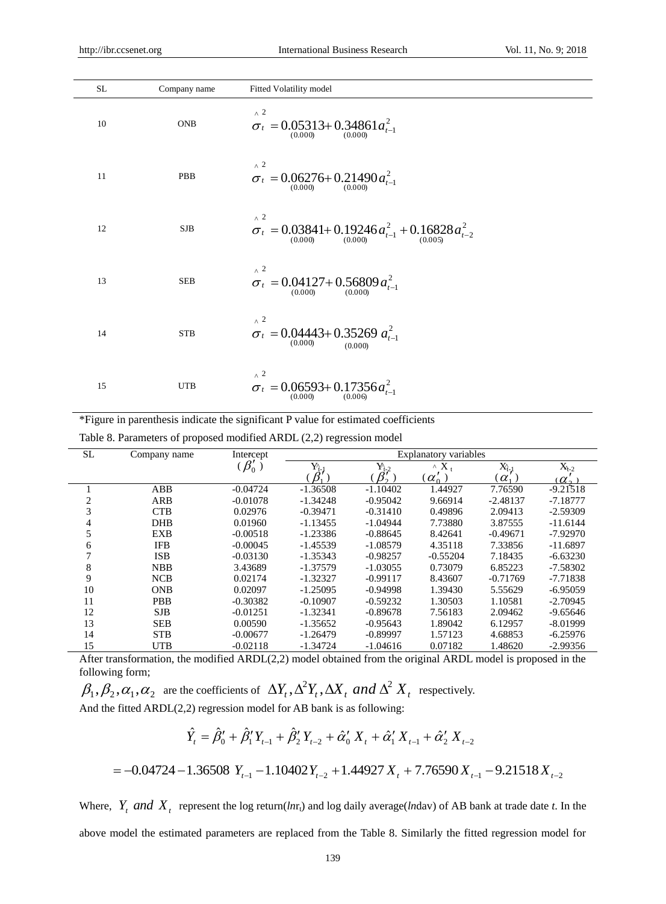| SL | Company name | Fitted Volatility model |
|---|---|---|
| 10 | ONB | $\hat{\sigma}_t^2 = \underset{(0.000)}{0.05313} + \underset{(0.000)}{0.34861} a_{t-1}^2$ |
| 11 | PBB | $\hat{\sigma}_t^2 = \underset{(0.000)}{0.06276} + \underset{(0.000)}{0.21490} a_{t-1}^2$ |
| 12 | SJB | $\hat{\sigma}_t^2 = \underset{(0.000)}{0.03841} + \underset{(0.000)}{0.19246} a_{t-1}^2 + \underset{(0.005)}{0.16828} a_{t-2}^2$ |
| 13 | SEB | $\hat{\sigma}_t^2 = \underset{(0.000)}{0.04127} + \underset{(0.000)}{0.56809} a_{t-1}^2$ |
| 14 | STB | $\hat{\sigma}_t^2 = \underset{(0.000)}{0.04443} + \underset{(0.000)}{0.35269} a_{t-1}^2$ |
| 15 | UTB | $\hat{\sigma}_t^2 = \underset{(0.000)}{0.06593} + \underset{(0.006)}{0.17356} a_{t-1}^2$ |

*Figure in parenthesis indicate the significant P value for estimated coefficients

Table 8. Parameters of proposed modified ARDL (2,2) regression model

| SL | Company name | Intercept | Explanatory variables | | | | |
|---|---|---|---|---|---|---|---|
| | | ($\beta_0'$) | $\hat{Y}_{t-1}$ ($\beta_1'$) | $\hat{Y}_{t-2}$ ($\beta_2'$) | $\hat{X}_t$ ($\alpha_0'$) | $\hat{X}_{t-1}$ ($\alpha_1'$) | $\hat{X}_{t-2}$ ($\alpha_2'$) |
| 1 | ABB | -0.04724 | -1.36508 | -1.10402 | 1.44927 | 7.76590 | -9.21518 |
| 2 | ARB | -0.01078 | -1.34248 | -0.95042 | 9.66914 | -2.48137 | -7.18777 |
| 3 | CTB | 0.02976 | -0.39471 | -0.31410 | 0.49896 | 2.09413 | -2.59309 |
| 4 | DHB | 0.01960 | -1.13455 | -1.04944 | 7.73880 | 3.87555 | -11.6144 |
| 5 | EXB | -0.00518 | -1.23386 | -0.88645 | 8.42641 | -0.49671 | -7.92970 |
| 6 | IFB | -0.00045 | -1.45539 | -1.08579 | 4.35118 | 7.33856 | -11.6897 |
| 7 | ISB | -0.03130 | -1.35343 | -0.98257 | -0.55204 | 7.18435 | -6.63230 |
| 8 | NBB | 3.43689 | -1.37579 | -1.03055 | 0.73079 | 6.85223 | -7.58302 |
| 9 | NCB | 0.02174 | -1.32327 | -0.99117 | 8.43607 | -0.71769 | -7.71838 |
| 10 | ONB | 0.02097 | -1.25095 | -0.94998 | 1.39430 | 5.55629 | -6.95059 |
| 11 | PBB | -0.30382 | -0.10907 | -0.59232 | 1.30503 | 1.10581 | -2.70945 |
| 12 | SJB | -0.01251 | -1.32341 | -0.89678 | 7.56183 | 2.09462 | -9.65646 |
| 13 | SEB | 0.00590 | -1.35652 | -0.95643 | 1.89042 | 6.12957 | -8.01999 |
| 14 | STB | -0.00677 | -1.26479 | -0.89997 | 1.57123 | 4.68853 | -6.25976 |
| 15 | UTB | -0.02118 | -1.34724 | -1.04616 | 0.07182 | 1.48620 | -2.99356 |

After transformation, the modified ARDL(2,2) model obtained from the original ARDL model is proposed in the following form;

$\beta_1, \beta_2, \alpha_1, \alpha_2$ are the coefficients of $\Delta Y_t, \Delta^2 Y_t, \Delta X_t$ *and* $\Delta^2 X_t$ respectively.

And the fitted ARDL(2,2) regression model for AB bank is as following:

$$\hat{Y}_t = \hat{\beta}_0' + \hat{\beta}_1' Y_{t-1} + \hat{\beta}_2' Y_{t-2} + \hat{\alpha}_0' X_t + \hat{\alpha}_1' X_{t-1} + \hat{\alpha}_2' X_{t-2}$$

$$= -0.04724 - 1.36508\, Y_{t-1} - 1.10402 Y_{t-2} + 1.44927 X_t + 7.76590 X_{t-1} - 9.21518 X_{t-2}$$

Where, $Y_t$ *and* $X_t$ represent the log return(*ln*r$_t$) and log daily average(*ln*dav) of AB bank at trade date *t*. In the above model the estimated parameters are replaced from the Table 8. Similarly the fitted regression model for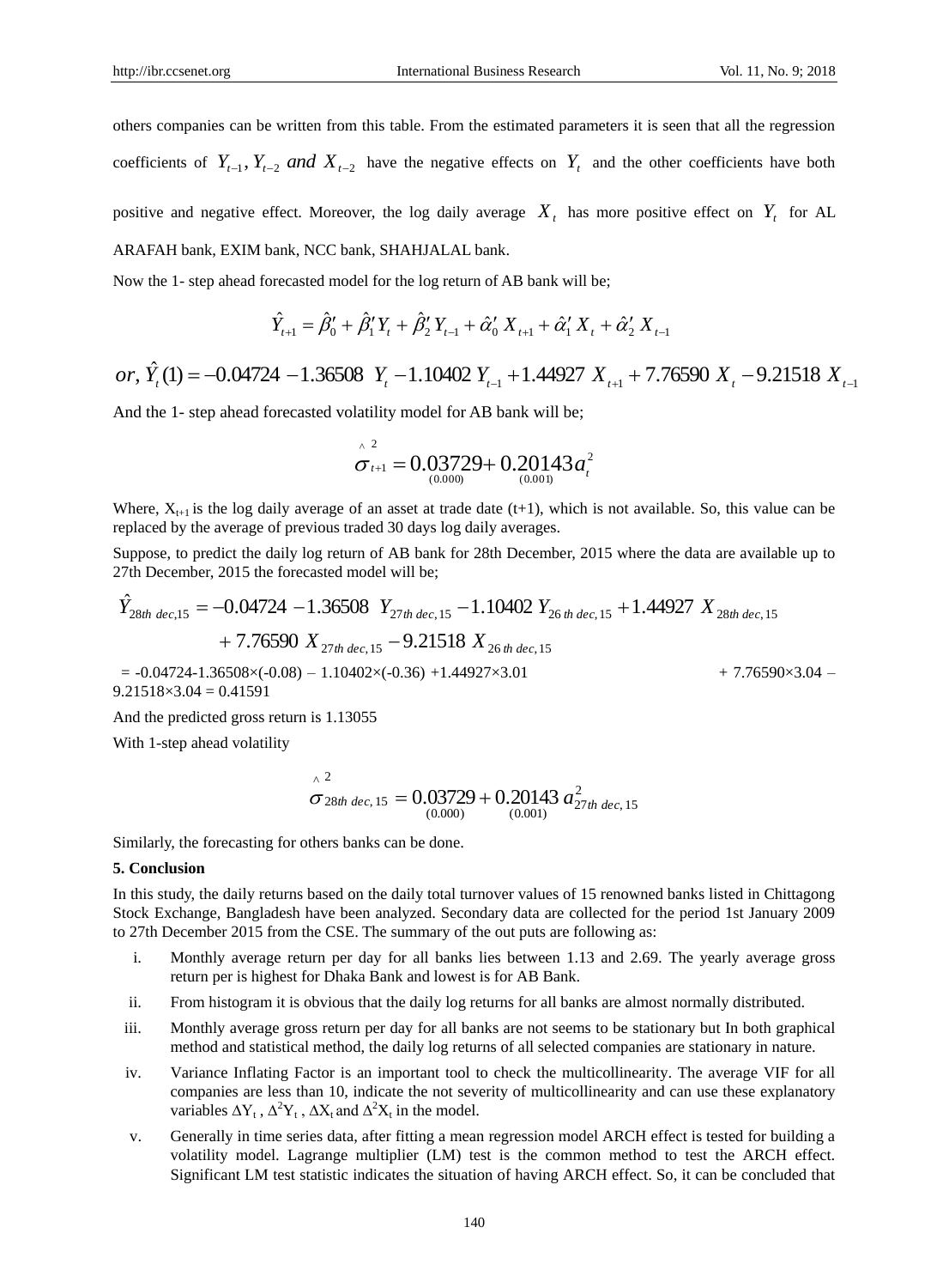others companies can be written from this table. From the estimated parameters it is seen that all the regression coefficients of $Y_{t-1}, Y_{t-2}$ *and* $X_{t-2}$ have the negative effects on $Y_t$ and the other coefficients have both positive and negative effect. Moreover, the log daily average $X_t$ has more positive effect on $Y_t$ for AL ARAFAH bank, EXIM bank, NCC bank, SHAHJALAL bank.

Now the 1- step ahead forecasted model for the log return of AB bank will be;

$$\hat{Y}_{t+1} = \hat{\beta}'_0 + \hat{\beta}'_1 Y_t + \hat{\beta}'_2 Y_{t-1} + \hat{\alpha}'_0 X_{t+1} + \hat{\alpha}'_1 X_t + \hat{\alpha}'_2 X_{t-1}$$

$$or, \hat{Y}_t(1) = -0.04724 - 1.36508 \ Y_t - 1.10402 \ Y_{t-1} + 1.44927 \ X_{t+1} + 7.76590 \ X_t - 9.21518 \ X_{t-1}$$

And the 1- step ahead forecasted volatility model for AB bank will be;

$$\hat{\sigma}^2_{t+1} = \underset{(0.000)}{0.03729} + \underset{(0.001)}{0.20143} a_t^2$$

Where, $X_{t+1}$ is the log daily average of an asset at trade date (t+1), which is not available. So, this value can be replaced by the average of previous traded 30 days log daily averages.

Suppose, to predict the daily log return of AB bank for 28th December, 2015 where the data are available up to 27th December, 2015 the forecasted model will be;

$$\hat{Y}_{28th\ dec,15} = -0.04724 - 1.36508 \ Y_{27th\ dec,15} - 1.10402 \ Y_{26\ th\ dec,15} + 1.44927 \ X_{28th\ dec,15} + 7.76590 \ X_{27th\ dec,15} - 9.21518 \ X_{26\ th\ dec,15}$$

= -0.04724-1.36508×(-0.08) – 1.10402×(-0.36) +1.44927×3.01 + 7.76590×3.04 – 9.21518×3.04 = 0.41591

And the predicted gross return is 1.13055

With 1-step ahead volatility

$$\hat{\sigma}^2_{28th\ dec,15} = \underset{(0.000)}{0.03729} + \underset{(0.001)}{0.20143} \ a^2_{27th\ dec,15}$$

Similarly, the forecasting for others banks can be done.

## 5. Conclusion

In this study, the daily returns based on the daily total turnover values of 15 renowned banks listed in Chittagong Stock Exchange, Bangladesh have been analyzed. Secondary data are collected for the period 1st January 2009 to 27th December 2015 from the CSE. The summary of the out puts are following as:

i. Monthly average return per day for all banks lies between 1.13 and 2.69. The yearly average gross return per is highest for Dhaka Bank and lowest is for AB Bank.

ii. From histogram it is obvious that the daily log returns for all banks are almost normally distributed.

iii. Monthly average gross return per day for all banks are not seems to be stationary but In both graphical method and statistical method, the daily log returns of all selected companies are stationary in nature.

iv. Variance Inflating Factor is an important tool to check the multicollinearity. The average VIF for all companies are less than 10, indicate the not severity of multicollinearity and can use these explanatory variables $\Delta Y_t$ , $\Delta^2 Y_t$ , $\Delta X_t$ and $\Delta^2 X_t$ in the model.

v. Generally in time series data, after fitting a mean regression model ARCH effect is tested for building a volatility model. Lagrange multiplier (LM) test is the common method to test the ARCH effect. Significant LM test statistic indicates the situation of having ARCH effect. So, it can be concluded that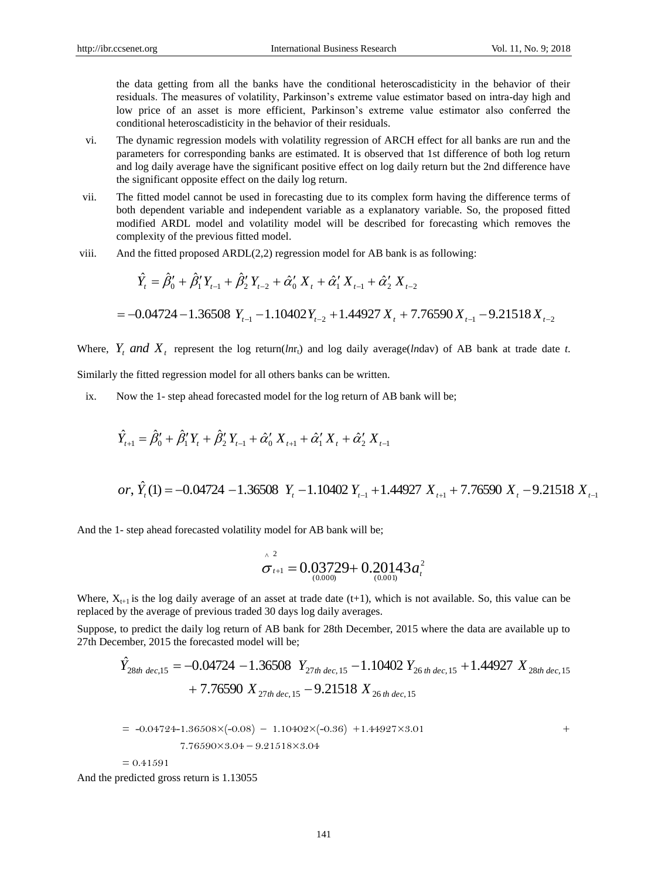the data getting from all the banks have the conditional heteroscadisticity in the behavior of their residuals. The measures of volatility, Parkinson's extreme value estimator based on intra-day high and low price of an asset is more efficient, Parkinson's extreme value estimator also conferred the conditional heteroscadisticity in the behavior of their residuals.

vi. The dynamic regression models with volatility regression of ARCH effect for all banks are run and the parameters for corresponding banks are estimated. It is observed that 1st difference of both log return and log daily average have the significant positive effect on log daily return but the 2nd difference have the significant opposite effect on the daily log return.

vii. The fitted model cannot be used in forecasting due to its complex form having the difference terms of both dependent variable and independent variable as a explanatory variable. So, the proposed fitted modified ARDL model and volatility model will be described for forecasting which removes the complexity of the previous fitted model.

viii. And the fitted proposed ARDL(2,2) regression model for AB bank is as following:

$$\hat{Y}_t = \hat{\beta}_0' + \hat{\beta}_1' Y_{t-1} + \hat{\beta}_2' Y_{t-2} + \hat{\alpha}_0' X_t + \hat{\alpha}_1' X_{t-1} + \hat{\alpha}_2' X_{t-2}$$

$$= -0.04724 - 1.36508\ Y_{t-1} - 1.10402 Y_{t-2} + 1.44927 X_t + 7.76590 X_{t-1} - 9.21518 X_{t-2}$$

Where, $Y_t$ *and* $X_t$ represent the log return($ln$r$_t$) and log daily average($ln$dav) of AB bank at trade date $t$.

Similarly the fitted regression model for all others banks can be written.

ix. Now the 1- step ahead forecasted model for the log return of AB bank will be;

$$\hat{Y}_{t+1} = \hat{\beta}_0' + \hat{\beta}_1' Y_t + \hat{\beta}_2' Y_{t-1} + \hat{\alpha}_0' X_{t+1} + \hat{\alpha}_1' X_t + \hat{\alpha}_2' X_{t-1}$$

$$or, \hat{Y}_t(1) = -0.04724 - 1.36508\ Y_t - 1.10402\ Y_{t-1} + 1.44927\ X_{t+1} + 7.76590\ X_t - 9.21518\ X_{t-1}$$

And the 1- step ahead forecasted volatility model for AB bank will be;

$$\hat{\sigma}^2_{t+1} = \underset{(0.000)}{0.03729} + \underset{(0.001)}{0.20143} a_t^2$$

Where, $X_{t+1}$ is the log daily average of an asset at trade date (t+1), which is not available. So, this value can be replaced by the average of previous traded 30 days log daily averages.

Suppose, to predict the daily log return of AB bank for 28th December, 2015 where the data are available up to 27th December, 2015 the forecasted model will be;

$$\hat{Y}_{28th\ dec,15} = -0.04724 - 1.36508\ Y_{27th\ dec,15} - 1.10402\ Y_{26\ th\ dec,15} + 1.44927\ X_{28th\ dec,15} + 7.76590\ X_{27th\ dec,15} - 9.21518\ X_{26\ th\ dec,15}$$

$$= -0.04724 - 1.36508 \times (-0.08) - 1.10402 \times (-0.36) + 1.44927 \times 3.01 + 7.76590 \times 3.04 - 9.21518 \times 3.04$$

$$= 0.41591$$

And the predicted gross return is 1.13055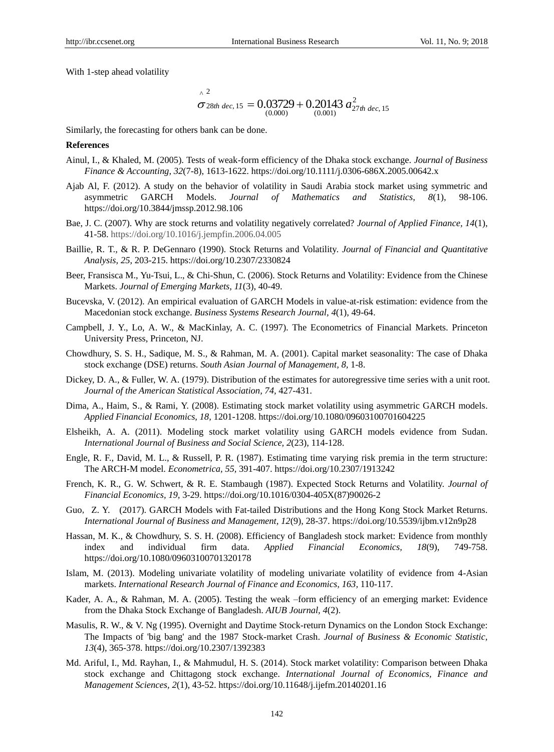With 1-step ahead volatility

$$\hat{\sigma}^2_{28th\ dec,15} = \underset{(0.000)}{0.03729} + \underset{(0.001)}{0.20143}\ a^2_{27th\ dec,15}$$

Similarly, the forecasting for others bank can be done.

**References**

Ainul, I., & Khaled, M. (2005). Tests of weak-form efficiency of the Dhaka stock exchange. *Journal of Business Finance & Accounting, 32*(7-8), 1613-1622. https://doi.org/10.1111/j.0306-686X.2005.00642.x

Ajab Al, F. (2012). A study on the behavior of volatility in Saudi Arabia stock market using symmetric and asymmetric GARCH Models. *Journal of Mathematics and Statistics, 8*(1), 98-106. https://doi.org/10.3844/jmssp.2012.98.106

Bae, J. C. (2007). Why are stock returns and volatility negatively correlated? *Journal of Applied Finance, 14*(1), 41-58. https://doi.org/10.1016/j.jempfin.2006.04.005

Baillie, R. T., & R. P. DeGennaro (1990). Stock Returns and Volatility. *Journal of Financial and Quantitative Analysis, 25,* 203-215. https://doi.org/10.2307/2330824

Beer, Fransisca M., Yu-Tsui, L., & Chi-Shun, C. (2006). Stock Returns and Volatility: Evidence from the Chinese Markets. *Journal of Emerging Markets, 11*(3), 40-49.

Bucevska, V. (2012). An empirical evaluation of GARCH Models in value-at-risk estimation: evidence from the Macedonian stock exchange. *Business Systems Research Journal, 4*(1), 49-64.

Campbell, J. Y., Lo, A. W., & MacKinlay, A. C. (1997). The Econometrics of Financial Markets. Princeton University Press, Princeton, NJ.

Chowdhury, S. S. H., Sadique, M. S., & Rahman, M. A. (2001). Capital market seasonality: The case of Dhaka stock exchange (DSE) returns. *South Asian Journal of Management, 8,* 1-8.

Dickey, D. A., & Fuller, W. A. (1979). Distribution of the estimates for autoregressive time series with a unit root. *Journal of the American Statistical Association, 74,* 427-431.

Dima, A., Haim, S., & Rami, Y. (2008). Estimating stock market volatility using asymmetric GARCH models. *Applied Financial Economics, 18,* 1201-1208. https://doi.org/10.1080/09603100701604225

Elsheikh, A. A. (2011). Modeling stock market volatility using GARCH models evidence from Sudan. *International Journal of Business and Social Science, 2*(23), 114-128.

Engle, R. F., David, M. L., & Russell, P. R. (1987). Estimating time varying risk premia in the term structure: The ARCH-M model. *Econometrica, 55,* 391-407. https://doi.org/10.2307/1913242

French, K. R., G. W. Schwert, & R. E. Stambaugh (1987). Expected Stock Returns and Volatility. *Journal of Financial Economics, 19,* 3-29. https://doi.org/10.1016/0304-405X(87)90026-2

Guo, Z. Y. (2017). GARCH Models with Fat-tailed Distributions and the Hong Kong Stock Market Returns. *International Journal of Business and Management, 12*(9), 28-37. https://doi.org/10.5539/ijbm.v12n9p28

Hassan, M. K., & Chowdhury, S. S. H. (2008). Efficiency of Bangladesh stock market: Evidence from monthly index and individual firm data. *Applied Financial Economics, 18*(9), 749-758. https://doi.org/10.1080/09603100701320178

Islam, M. (2013). Modeling univariate volatility of modeling univariate volatility of evidence from 4-Asian markets. *International Research Journal of Finance and Economics, 163,* 110-117.

Kader, A. A., & Rahman, M. A. (2005). Testing the weak –form efficiency of an emerging market: Evidence from the Dhaka Stock Exchange of Bangladesh. *AIUB Journal, 4*(2).

Masulis, R. W., & V. Ng (1995). Overnight and Daytime Stock-return Dynamics on the London Stock Exchange: The Impacts of 'big bang' and the 1987 Stock-market Crash. *Journal of Business & Economic Statistic, 13*(4), 365-378. https://doi.org/10.2307/1392383

Md. Ariful, I., Md. Rayhan, I., & Mahmudul, H. S. (2014). Stock market volatility: Comparison between Dhaka stock exchange and Chittagong stock exchange. *International Journal of Economics, Finance and Management Sciences, 2*(1), 43-52. https://doi.org/10.11648/j.ijefm.20140201.16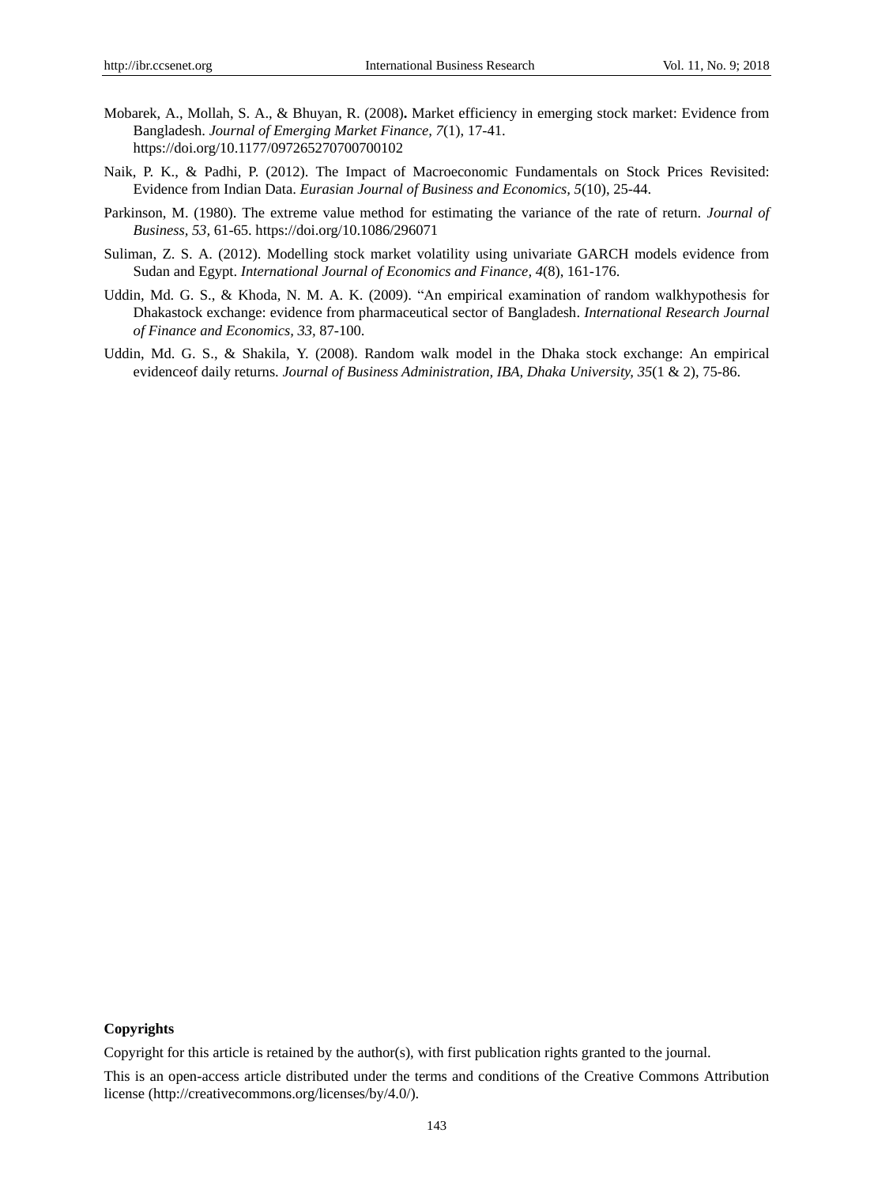Mobarek, A., Mollah, S. A., & Bhuyan, R. (2008). Market efficiency in emerging stock market: Evidence from Bangladesh. *Journal of Emerging Market Finance, 7*(1), 17-41. https://doi.org/10.1177/097265270700700102

Naik, P. K., & Padhi, P. (2012). The Impact of Macroeconomic Fundamentals on Stock Prices Revisited: Evidence from Indian Data. *Eurasian Journal of Business and Economics, 5*(10), 25-44.

Parkinson, M. (1980). The extreme value method for estimating the variance of the rate of return. *Journal of Business, 53,* 61-65. https://doi.org/10.1086/296071

Suliman, Z. S. A. (2012). Modelling stock market volatility using univariate GARCH models evidence from Sudan and Egypt. *International Journal of Economics and Finance, 4*(8), 161-176.

Uddin, Md. G. S., & Khoda, N. M. A. K. (2009). "An empirical examination of random walkhypothesis for Dhakastock exchange: evidence from pharmaceutical sector of Bangladesh. *International Research Journal of Finance and Economics, 33,* 87-100.

Uddin, Md. G. S., & Shakila, Y. (2008). Random walk model in the Dhaka stock exchange: An empirical evidenceof daily returns. *Journal of Business Administration, IBA, Dhaka University, 35*(1 & 2), 75-86.

**Copyrights**

Copyright for this article is retained by the author(s), with first publication rights granted to the journal.

This is an open-access article distributed under the terms and conditions of the Creative Commons Attribution license (http://creativecommons.org/licenses/by/4.0/).